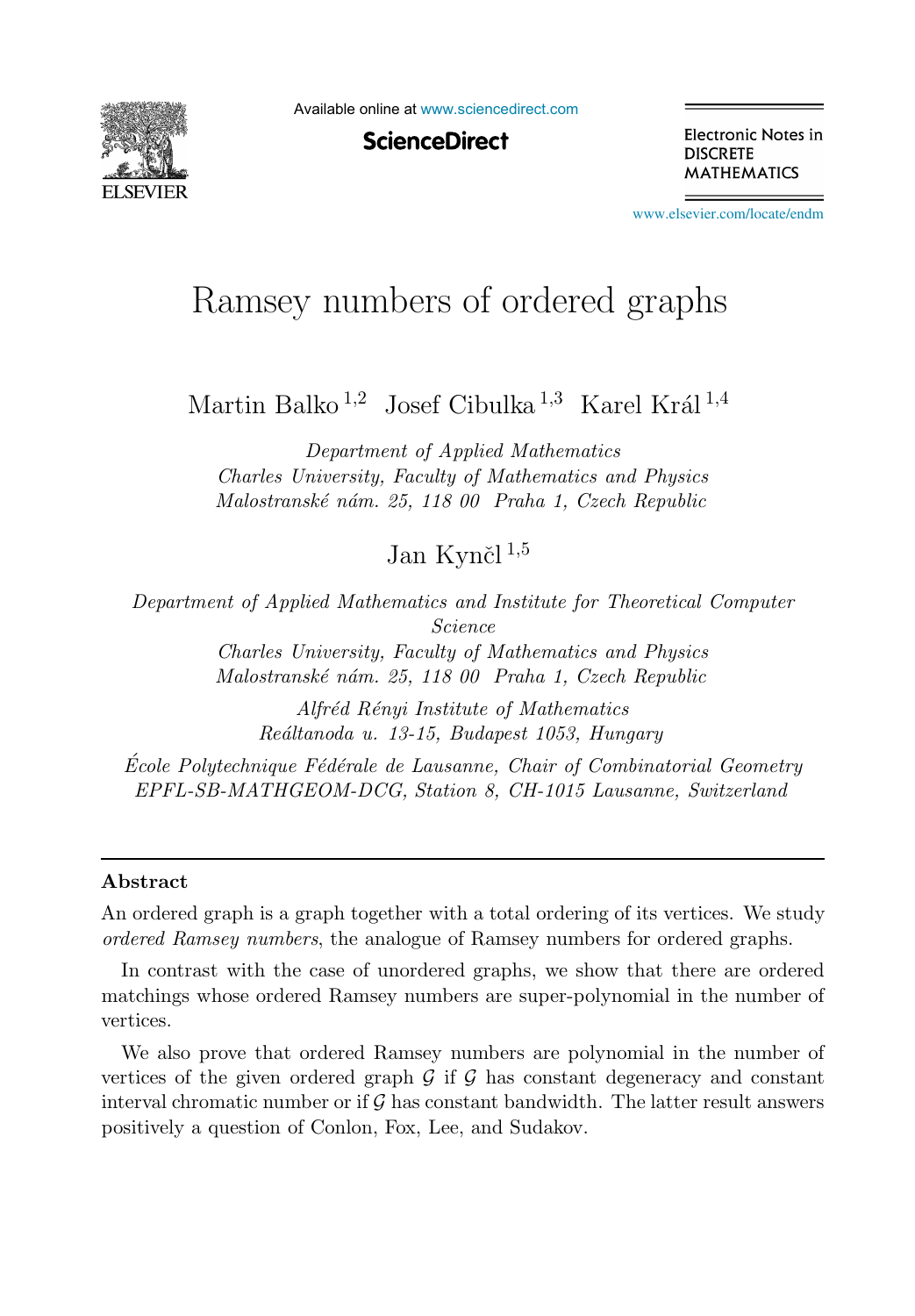Available online at www.sciencedirect.com

**ScienceDirect**

Electronic Notes in DISCRETE MATHEMATICS

www.elsevier.com/locate/endm

# Ramsey numbers of ordered graphs

Martin Balko [1,2] Josef Cibulka [1,3] Karel Král [1,4]

*Department of Applied Mathematics*
*Charles University, Faculty of Mathematics and Physics*
*Malostranské nám. 25, 118 00 Praha 1, Czech Republic*

Jan Kynčl [1,5]

*Department of Applied Mathematics and Institute for Theoretical Computer Science*
*Charles University, Faculty of Mathematics and Physics*
*Malostranské nám. 25, 118 00 Praha 1, Czech Republic*

*Alfréd Rényi Institute of Mathematics*
*Reáltanoda u. 13-15, Budapest 1053, Hungary*

*École Polytechnique Fédérale de Lausanne, Chair of Combinatorial Geometry*
*EPFL-SB-MATHGEOM-DCG, Station 8, CH-1015 Lausanne, Switzerland*

## Abstract

An ordered graph is a graph together with a total ordering of its vertices. We study *ordered Ramsey numbers*, the analogue of Ramsey numbers for ordered graphs.

In contrast with the case of unordered graphs, we show that there are ordered matchings whose ordered Ramsey numbers are super-polynomial in the number of vertices.

We also prove that ordered Ramsey numbers are polynomial in the number of vertices of the given ordered graph $\mathcal{G}$ if $\mathcal{G}$ has constant degeneracy and constant interval chromatic number or if $\mathcal{G}$ has constant bandwidth. The latter result answers positively a question of Conlon, Fox, Lee, and Sudakov.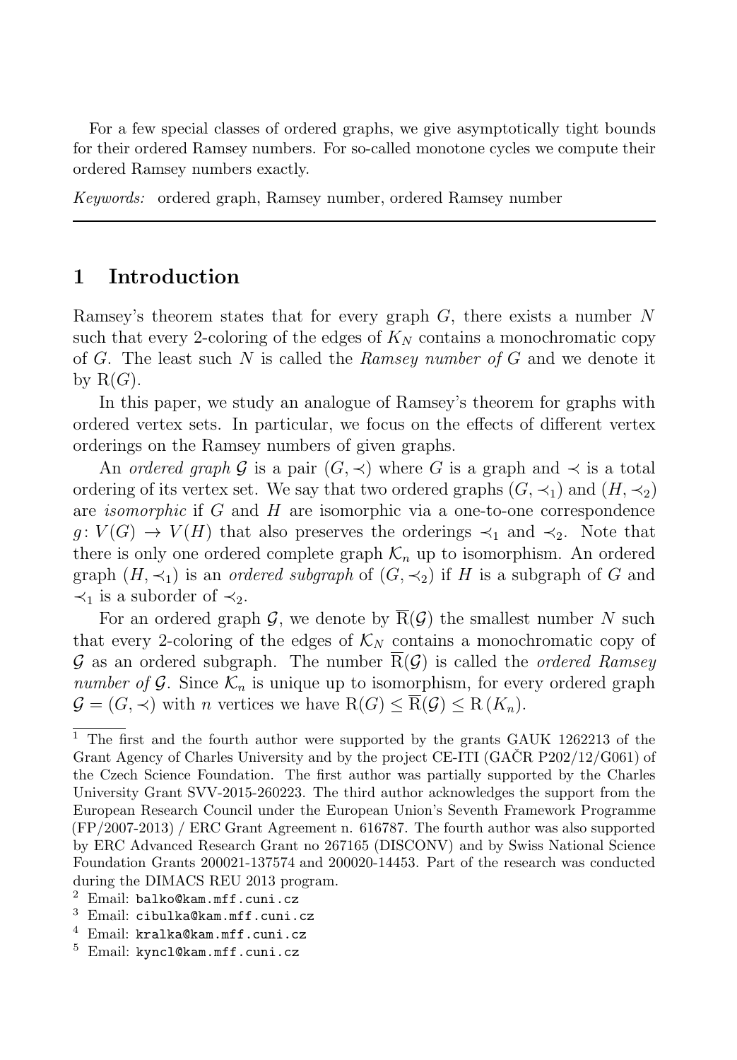For a few special classes of ordered graphs, we give asymptotically tight bounds for their ordered Ramsey numbers. For so-called monotone cycles we compute their ordered Ramsey numbers exactly.

*Keywords:* ordered graph, Ramsey number, ordered Ramsey number

---

## 1 Introduction

Ramsey's theorem states that for every graph $G$, there exists a number $N$ such that every 2-coloring of the edges of $K_N$ contains a monochromatic copy of $G$. The least such $N$ is called the *Ramsey number of* $G$ and we denote it by $\mathrm{R}(G)$.

In this paper, we study an analogue of Ramsey's theorem for graphs with ordered vertex sets. In particular, we focus on the effects of different vertex orderings on the Ramsey numbers of given graphs.

An *ordered graph* $\mathcal{G}$ is a pair $(G, \prec)$ where $G$ is a graph and $\prec$ is a total ordering of its vertex set. We say that two ordered graphs $(G, \prec_1)$ and $(H, \prec_2)$ are *isomorphic* if $G$ and $H$ are isomorphic via a one-to-one correspondence $g \colon V(G) \to V(H)$ that also preserves the orderings $\prec_1$ and $\prec_2$. Note that there is only one ordered complete graph $\mathcal{K}_n$ up to isomorphism. An ordered graph $(H, \prec_1)$ is an *ordered subgraph* of $(G, \prec_2)$ if $H$ is a subgraph of $G$ and $\prec_1$ is a suborder of $\prec_2$.

For an ordered graph $\mathcal{G}$, we denote by $\overline{\mathrm{R}}(\mathcal{G})$ the smallest number $N$ such that every 2-coloring of the edges of $\mathcal{K}_N$ contains a monochromatic copy of $\mathcal{G}$ as an ordered subgraph. The number $\overline{\mathrm{R}}(\mathcal{G})$ is called the *ordered Ramsey number of* $\mathcal{G}$. Since $\mathcal{K}_n$ is unique up to isomorphism, for every ordered graph $\mathcal{G} = (G, \prec)$ with $n$ vertices we have $\mathrm{R}(G) \leq \overline{\mathrm{R}}(\mathcal{G}) \leq \mathrm{R}(K_n)$.

---

[1] The first and the fourth author were supported by the grants GAUK 1262213 of the Grant Agency of Charles University and by the project CE-ITI (GAČR P202/12/G061) of the Czech Science Foundation. The first author was partially supported by the Charles University Grant SVV-2015-260223. The third author acknowledges the support from the European Research Council under the European Union's Seventh Framework Programme (FP/2007-2013) / ERC Grant Agreement n. 616787. The fourth author was also supported by ERC Advanced Research Grant no 267165 (DISCONV) and by Swiss National Science Foundation Grants 200021-137574 and 200020-14453. Part of the research was conducted during the DIMACS REU 2013 program.

[2] Email: balko@kam.mff.cuni.cz

[3] Email: cibulka@kam.mff.cuni.cz

[4] Email: kralka@kam.mff.cuni.cz

[5] Email: kyncl@kam.mff.cuni.cz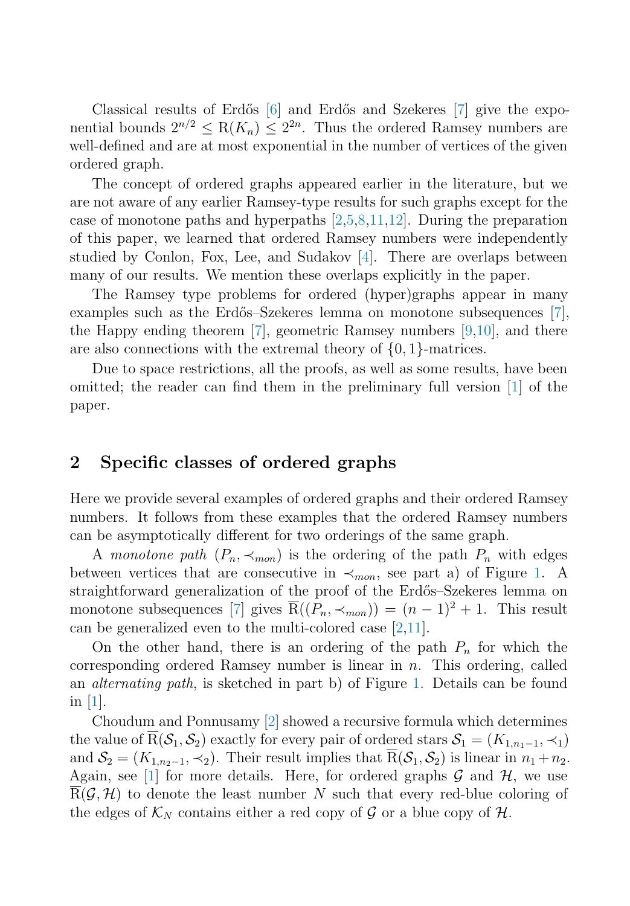Classical results of Erdős [6] and Erdős and Szekeres [7] give the exponential bounds $2^{n/2} \leq \mathrm{R}(K_n) \leq 2^{2n}$. Thus the ordered Ramsey numbers are well-defined and are at most exponential in the number of vertices of the given ordered graph.

The concept of ordered graphs appeared earlier in the literature, but we are not aware of any earlier Ramsey-type results for such graphs except for the case of monotone paths and hyperpaths [2,5,8,11,12]. During the preparation of this paper, we learned that ordered Ramsey numbers were independently studied by Conlon, Fox, Lee, and Sudakov [4]. There are overlaps between many of our results. We mention these overlaps explicitly in the paper.

The Ramsey type problems for ordered (hyper)graphs appear in many examples such as the Erdős–Szekeres lemma on monotone subsequences [7], the Happy ending theorem [7], geometric Ramsey numbers [9,10], and there are also connections with the extremal theory of $\{0,1\}$-matrices.

Due to space restrictions, all the proofs, as well as some results, have been omitted; the reader can find them in the preliminary full version [1] of the paper.

## 2 Specific classes of ordered graphs

Here we provide several examples of ordered graphs and their ordered Ramsey numbers. It follows from these examples that the ordered Ramsey numbers can be asymptotically different for two orderings of the same graph.

A *monotone path* $(P_n, \prec_{mon})$ is the ordering of the path $P_n$ with edges between vertices that are consecutive in $\prec_{mon}$, see part a) of Figure 1. A straightforward generalization of the proof of the Erdős–Szekeres lemma on monotone subsequences [7] gives $\overline{\mathrm{R}}((P_n, \prec_{mon})) = (n-1)^2 + 1$. This result can be generalized even to the multi-colored case [2,11].

On the other hand, there is an ordering of the path $P_n$ for which the corresponding ordered Ramsey number is linear in $n$. This ordering, called an *alternating path*, is sketched in part b) of Figure 1. Details can be found in [1].

Choudum and Ponnusamy [2] showed a recursive formula which determines the value of $\overline{\mathrm{R}}(\mathcal{S}_1, \mathcal{S}_2)$ exactly for every pair of ordered stars $\mathcal{S}_1 = (K_{1,n_1-1}, \prec_1)$ and $\mathcal{S}_2 = (K_{1,n_2-1}, \prec_2)$. Their result implies that $\overline{\mathrm{R}}(\mathcal{S}_1, \mathcal{S}_2)$ is linear in $n_1 + n_2$. Again, see [1] for more details. Here, for ordered graphs $\mathcal{G}$ and $\mathcal{H}$, we use $\overline{\mathrm{R}}(\mathcal{G}, \mathcal{H})$ to denote the least number $N$ such that every red-blue coloring of the edges of $\mathcal{K}_N$ contains either a red copy of $\mathcal{G}$ or a blue copy of $\mathcal{H}$.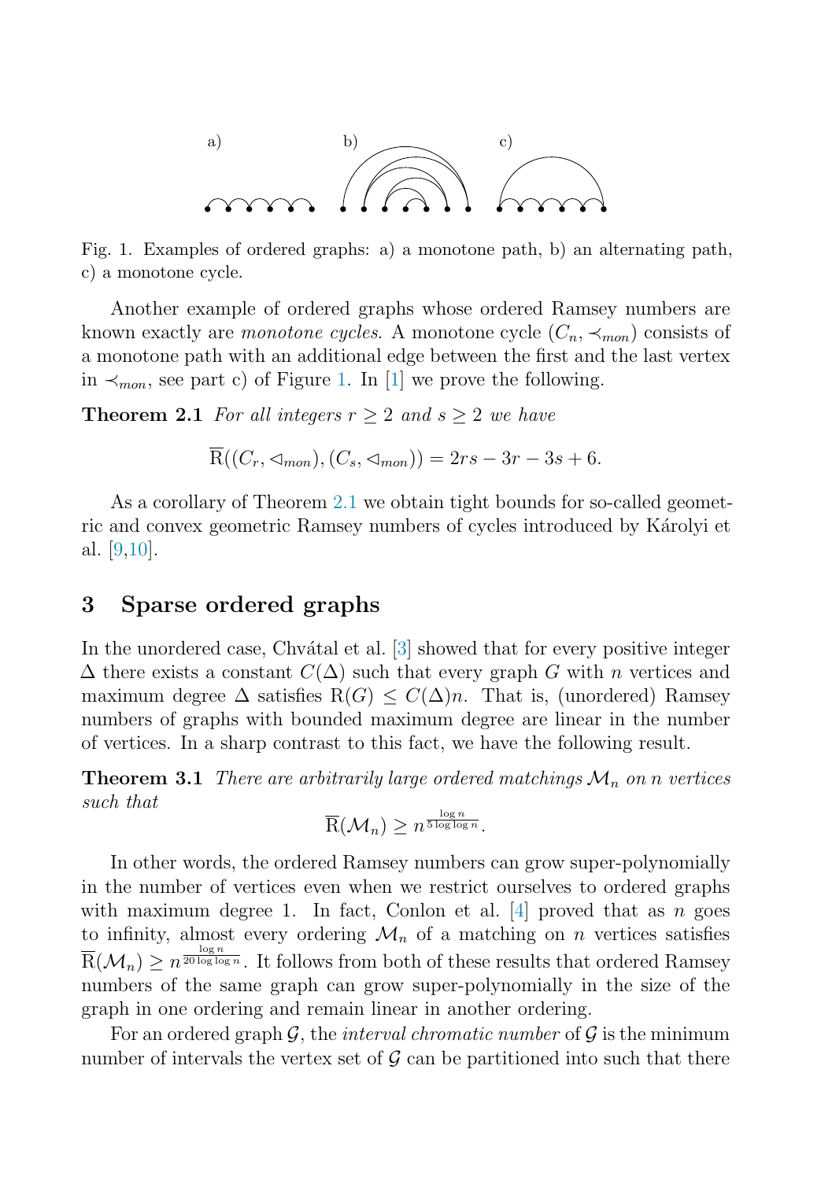a) b) c)

Fig. 1. Examples of ordered graphs: a) a monotone path, b) an alternating path, c) a monotone cycle.

Another example of ordered graphs whose ordered Ramsey numbers are known exactly are *monotone cycles*. A monotone cycle $(C_n, \prec_{mon})$ consists of a monotone path with an additional edge between the first and the last vertex in $\prec_{mon}$, see part c) of Figure 1. In [1] we prove the following.

**Theorem 2.1** *For all integers $r \geq 2$ and $s \geq 2$ we have*

$$\overline{\mathrm{R}}((C_r, \lhd_{mon}), (C_s, \lhd_{mon})) = 2rs - 3r - 3s + 6.$$

As a corollary of Theorem 2.1 we obtain tight bounds for so-called geometric and convex geometric Ramsey numbers of cycles introduced by Károlyi et al. [9,10].

## 3 Sparse ordered graphs

In the unordered case, Chvátal et al. [3] showed that for every positive integer $\Delta$ there exists a constant $C(\Delta)$ such that every graph $G$ with $n$ vertices and maximum degree $\Delta$ satisfies $\mathrm{R}(G) \leq C(\Delta)n$. That is, (unordered) Ramsey numbers of graphs with bounded maximum degree are linear in the number of vertices. In a sharp contrast to this fact, we have the following result.

**Theorem 3.1** *There are arbitrarily large ordered matchings $\mathcal{M}_n$ on $n$ vertices such that*

$$\overline{\mathrm{R}}(\mathcal{M}_n) \geq n^{\frac{\log n}{5 \log \log n}}.$$

In other words, the ordered Ramsey numbers can grow super-polynomially in the number of vertices even when we restrict ourselves to ordered graphs with maximum degree 1. In fact, Conlon et al. [4] proved that as $n$ goes to infinity, almost every ordering $\mathcal{M}_n$ of a matching on $n$ vertices satisfies $\overline{\mathrm{R}}(\mathcal{M}_n) \geq n^{\frac{\log n}{20 \log \log n}}$. It follows from both of these results that ordered Ramsey numbers of the same graph can grow super-polynomially in the size of the graph in one ordering and remain linear in another ordering.

For an ordered graph $\mathcal{G}$, the *interval chromatic number* of $\mathcal{G}$ is the minimum number of intervals the vertex set of $\mathcal{G}$ can be partitioned into such that there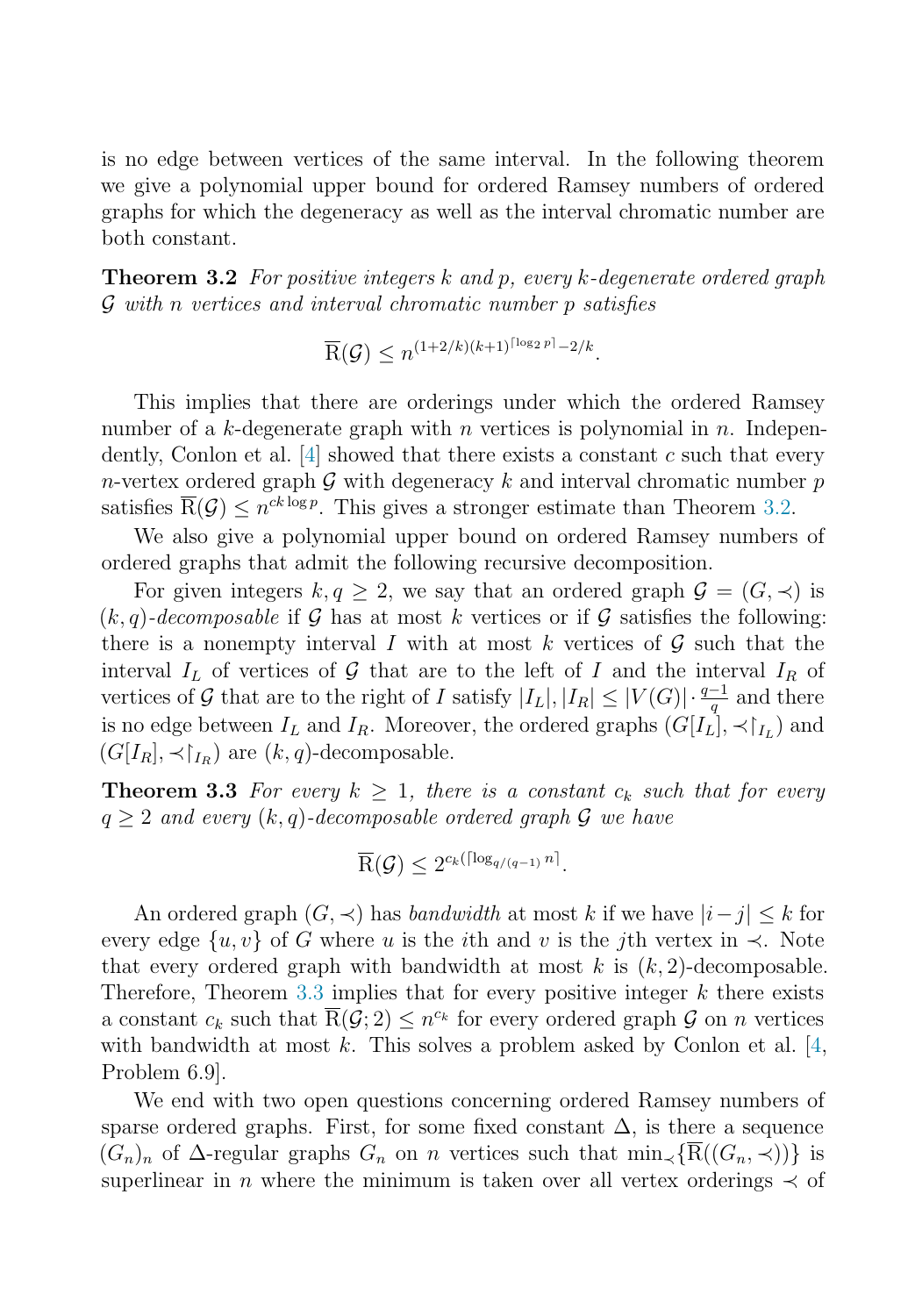is no edge between vertices of the same interval. In the following theorem we give a polynomial upper bound for ordered Ramsey numbers of ordered graphs for which the degeneracy as well as the interval chromatic number are both constant.

**Theorem 3.2** *For positive integers $k$ and $p$, every $k$-degenerate ordered graph $\mathcal{G}$ with $n$ vertices and interval chromatic number $p$ satisfies*

$$\overline{\mathrm{R}}(\mathcal{G}) \leq n^{(1+2/k)(k+1)^{\lceil \log_2 p \rceil} - 2/k}.$$

This implies that there are orderings under which the ordered Ramsey number of a $k$-degenerate graph with $n$ vertices is polynomial in $n$. Independently, Conlon et al. [4] showed that there exists a constant $c$ such that every $n$-vertex ordered graph $\mathcal{G}$ with degeneracy $k$ and interval chromatic number $p$ satisfies $\overline{\mathrm{R}}(\mathcal{G}) \leq n^{ck \log p}$. This gives a stronger estimate than Theorem 3.2.

We also give a polynomial upper bound on ordered Ramsey numbers of ordered graphs that admit the following recursive decomposition.

For given integers $k, q \geq 2$, we say that an ordered graph $\mathcal{G} = (G, \prec)$ is $(k,q)$-*decomposable* if $\mathcal{G}$ has at most $k$ vertices or if $\mathcal{G}$ satisfies the following: there is a nonempty interval $I$ with at most $k$ vertices of $\mathcal{G}$ such that the interval $I_L$ of vertices of $\mathcal{G}$ that are to the left of $I$ and the interval $I_R$ of vertices of $\mathcal{G}$ that are to the right of $I$ satisfy $|I_L|, |I_R| \leq |V(G)| \cdot \frac{q-1}{q}$ and there is no edge between $I_L$ and $I_R$. Moreover, the ordered graphs $(G[I_L], \prec\restriction_{I_L})$ and $(G[I_R], \prec\restriction_{I_R})$ are $(k,q)$-decomposable.

**Theorem 3.3** *For every $k \geq 1$, there is a constant $c_k$ such that for every $q \geq 2$ and every $(k,q)$-decomposable ordered graph $\mathcal{G}$ we have*

$$\overline{\mathrm{R}}(\mathcal{G}) \leq 2^{c_k(\lceil \log_{q/(q-1)} n \rceil}.$$

An ordered graph $(G, \prec)$ has *bandwidth* at most $k$ if we have $|i-j| \leq k$ for every edge $\{u, v\}$ of $G$ where $u$ is the $i$th and $v$ is the $j$th vertex in $\prec$. Note that every ordered graph with bandwidth at most $k$ is $(k,2)$-decomposable. Therefore, Theorem 3.3 implies that for every positive integer $k$ there exists a constant $c_k$ such that $\overline{\mathrm{R}}(\mathcal{G}; 2) \leq n^{c_k}$ for every ordered graph $\mathcal{G}$ on $n$ vertices with bandwidth at most $k$. This solves a problem asked by Conlon et al. [4, Problem 6.9].

We end with two open questions concerning ordered Ramsey numbers of sparse ordered graphs. First, for some fixed constant $\Delta$, is there a sequence $(G_n)_n$ of $\Delta$-regular graphs $G_n$ on $n$ vertices such that $\min_\prec\{\overline{\mathrm{R}}((G_n, \prec))\}$ is superlinear in $n$ where the minimum is taken over all vertex orderings $\prec$ of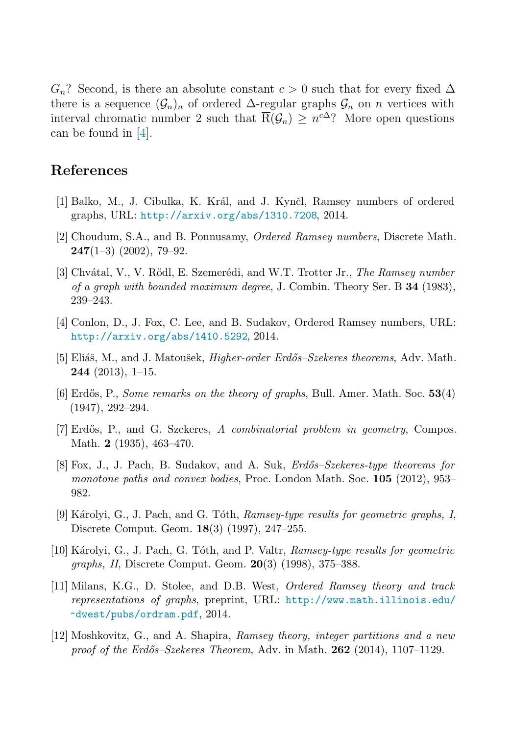$G_n$? Second, is there an absolute constant $c > 0$ such that for every fixed $\Delta$ there is a sequence $(\mathcal{G}_n)_n$ of ordered $\Delta$-regular graphs $\mathcal{G}_n$ on $n$ vertices with interval chromatic number 2 such that $\overline{\mathrm{R}}(\mathcal{G}_n) \geq n^{c\Delta}$? More open questions can be found in [4].

## References

[1] Balko, M., J. Cibulka, K. Král, and J. Kynčl, Ramsey numbers of ordered graphs, URL: http://arxiv.org/abs/1310.7208, 2014.

[2] Choudum, S.A., and B. Ponnusamy, *Ordered Ramsey numbers*, Discrete Math. **247**(1–3) (2002), 79–92.

[3] Chvátal, V., V. Rödl, E. Szemerédi, and W.T. Trotter Jr., *The Ramsey number of a graph with bounded maximum degree*, J. Combin. Theory Ser. B **34** (1983), 239–243.

[4] Conlon, D., J. Fox, C. Lee, and B. Sudakov, Ordered Ramsey numbers, URL: http://arxiv.org/abs/1410.5292, 2014.

[5] Eliáš, M., and J. Matoušek, *Higher-order Erdős–Szekeres theorems*, Adv. Math. **244** (2013), 1–15.

[6] Erdős, P., *Some remarks on the theory of graphs*, Bull. Amer. Math. Soc. **53**(4) (1947), 292–294.

[7] Erdős, P., and G. Szekeres, *A combinatorial problem in geometry*, Compos. Math. **2** (1935), 463–470.

[8] Fox, J., J. Pach, B. Sudakov, and A. Suk, *Erdős–Szekeres-type theorems for monotone paths and convex bodies*, Proc. London Math. Soc. **105** (2012), 953–982.

[9] Károlyi, G., J. Pach, and G. Tóth, *Ramsey-type results for geometric graphs, I*, Discrete Comput. Geom. **18**(3) (1997), 247–255.

[10] Károlyi, G., J. Pach, G. Tóth, and P. Valtr, *Ramsey-type results for geometric graphs, II*, Discrete Comput. Geom. **20**(3) (1998), 375–388.

[11] Milans, K.G., D. Stolee, and D.B. West, *Ordered Ramsey theory and track representations of graphs*, preprint, URL: http://www.math.illinois.edu/~dwest/pubs/ordram.pdf, 2014.

[12] Moshkovitz, G., and A. Shapira, *Ramsey theory, integer partitions and a new proof of the Erdős–Szekeres Theorem*, Adv. in Math. **262** (2014), 1107–1129.